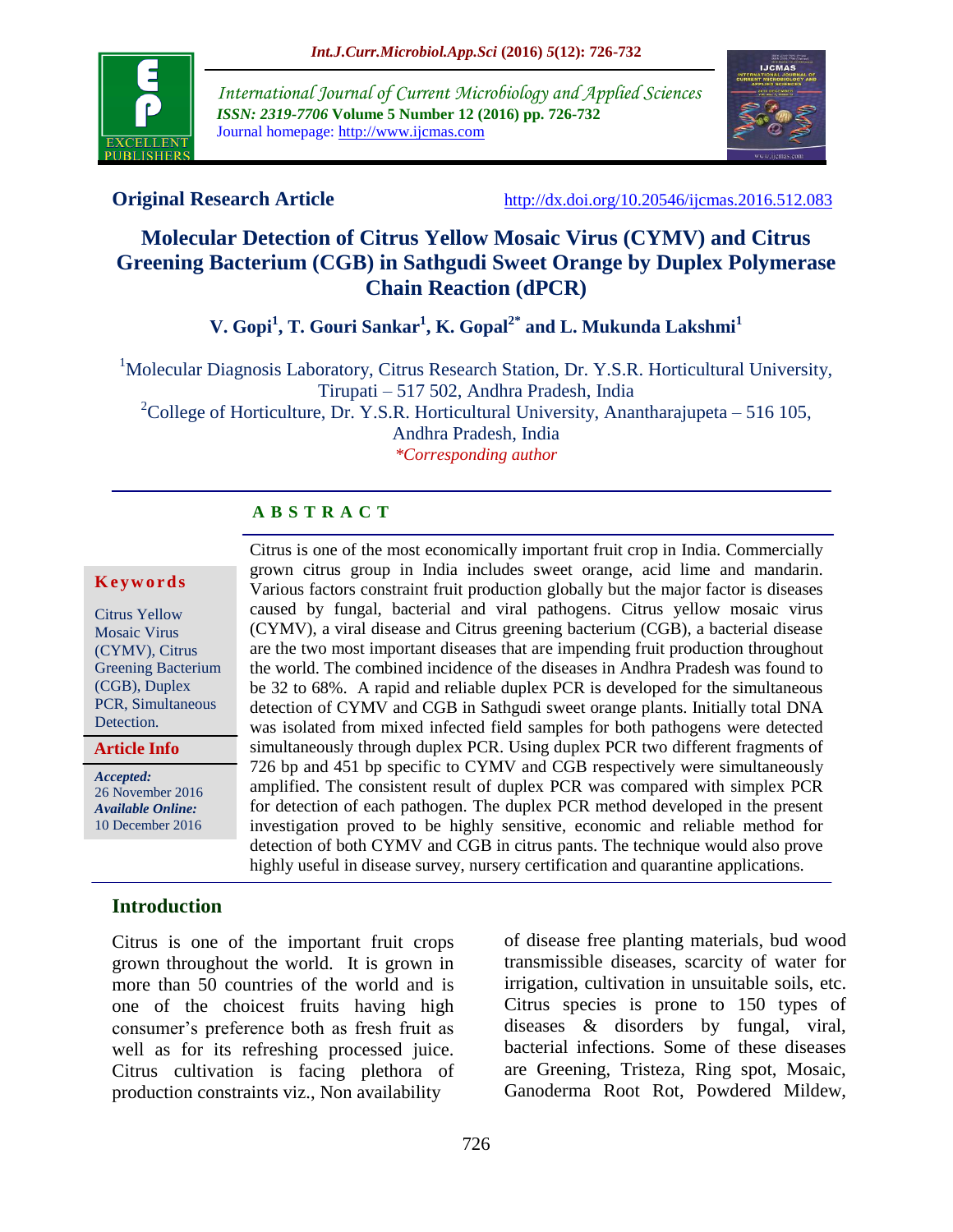**Original Research Article** http://dx.doi.org/10.20546/ijcmas.2016.512.083

# Molecular Detection of Citrus Yellow Mosaic Virus (CYMV) and Citrus Greening Bacterium (CGB) in Sathgudi Sweet Orange by Duplex Polymerase Chain Reaction (dPCR)

**V. Gopi[1], T. Gouri Sankar[1], K. Gopal[2*] and L. Mukunda Lakshmi[1]**

[1]Molecular Diagnosis Laboratory, Citrus Research Station, Dr. Y.S.R. Horticultural University, Tirupati – 517 502, Andhra Pradesh, India

[2]College of Horticulture, Dr. Y.S.R. Horticultural University, Anantharajupeta – 516 105, Andhra Pradesh, India

*\*Corresponding author*

## ABSTRACT

**Keywords**

Citrus Yellow Mosaic Virus (CYMV), Citrus Greening Bacterium (CGB), Duplex PCR, Simultaneous Detection.

**Article Info**

*Accepted:* 26 November 2016

*Available Online:* 10 December 2016

Citrus is one of the most economically important fruit crop in India. Commercially grown citrus group in India includes sweet orange, acid lime and mandarin. Various factors constraint fruit production globally but the major factor is diseases caused by fungal, bacterial and viral pathogens. Citrus yellow mosaic virus (CYMV), a viral disease and Citrus greening bacterium (CGB), a bacterial disease are the two most important diseases that are impending fruit production throughout the world. The combined incidence of the diseases in Andhra Pradesh was found to be 32 to 68%. A rapid and reliable duplex PCR is developed for the simultaneous detection of CYMV and CGB in Sathgudi sweet orange plants. Initially total DNA was isolated from mixed infected field samples for both pathogens were detected simultaneously through duplex PCR. Using duplex PCR two different fragments of 726 bp and 451 bp specific to CYMV and CGB respectively were simultaneously amplified. The consistent result of duplex PCR was compared with simplex PCR for detection of each pathogen. The duplex PCR method developed in the present investigation proved to be highly sensitive, economic and reliable method for detection of both CYMV and CGB in citrus pants. The technique would also prove highly useful in disease survey, nursery certification and quarantine applications.

## Introduction

Citrus is one of the important fruit crops grown throughout the world. It is grown in more than 50 countries of the world and is one of the choicest fruits having high consumer's preference both as fresh fruit as well as for its refreshing processed juice. Citrus cultivation is facing plethora of production constraints viz., Non availability of disease free planting materials, bud wood transmissible diseases, scarcity of water for irrigation, cultivation in unsuitable soils, etc. Citrus species is prone to 150 types of diseases & disorders by fungal, viral, bacterial infections. Some of these diseases are Greening, Tristeza, Ring spot, Mosaic, Ganoderma Root Rot, Powdered Mildew,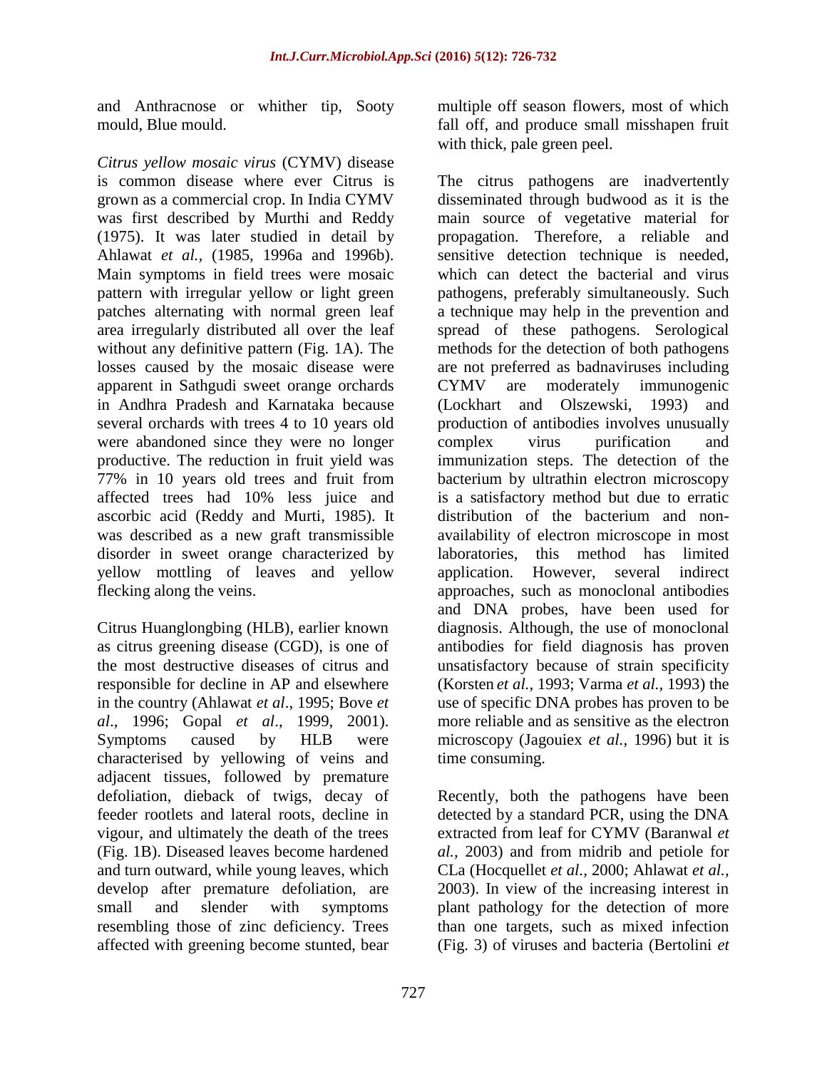and Anthracnose or whither tip, Sooty mould, Blue mould.

*Citrus yellow mosaic virus* (CYMV) disease is common disease where ever Citrus is grown as a commercial crop. In India CYMV was first described by Murthi and Reddy (1975). It was later studied in detail by Ahlawat *et al.,* (1985, 1996a and 1996b). Main symptoms in field trees were mosaic pattern with irregular yellow or light green patches alternating with normal green leaf area irregularly distributed all over the leaf without any definitive pattern (Fig. 1A). The losses caused by the mosaic disease were apparent in Sathgudi sweet orange orchards in Andhra Pradesh and Karnataka because several orchards with trees 4 to 10 years old were abandoned since they were no longer productive. The reduction in fruit yield was 77% in 10 years old trees and fruit from affected trees had 10% less juice and ascorbic acid (Reddy and Murti, 1985). It was described as a new graft transmissible disorder in sweet orange characterized by yellow mottling of leaves and yellow flecking along the veins.

Citrus Huanglongbing (HLB), earlier known as citrus greening disease (CGD), is one of the most destructive diseases of citrus and responsible for decline in AP and elsewhere in the country (Ahlawat *et al*., 1995; Bove *et al*., 1996; Gopal *et al*., 1999, 2001). Symptoms caused by HLB were characterised by yellowing of veins and adjacent tissues, followed by premature defoliation, dieback of twigs, decay of feeder rootlets and lateral roots, decline in vigour, and ultimately the death of the trees (Fig. 1B). Diseased leaves become hardened and turn outward, while young leaves, which develop after premature defoliation, are small and slender with symptoms resembling those of zinc deficiency. Trees affected with greening become stunted, bear multiple off season flowers, most of which fall off, and produce small misshapen fruit with thick, pale green peel.

The citrus pathogens are inadvertently disseminated through budwood as it is the main source of vegetative material for propagation. Therefore, a reliable and sensitive detection technique is needed, which can detect the bacterial and virus pathogens, preferably simultaneously. Such a technique may help in the prevention and spread of these pathogens. Serological methods for the detection of both pathogens are not preferred as badnaviruses including CYMV are moderately immunogenic (Lockhart and Olszewski, 1993) and production of antibodies involves unusually complex virus purification and immunization steps. The detection of the bacterium by ultrathin electron microscopy is a satisfactory method but due to erratic distribution of the bacterium and non-availability of electron microscope in most laboratories, this method has limited application. However, several indirect approaches, such as monoclonal antibodies and DNA probes, have been used for diagnosis. Although, the use of monoclonal antibodies for field diagnosis has proven unsatisfactory because of strain specificity (Korsten *et al.,* 1993; Varma *et al.,* 1993) the use of specific DNA probes has proven to be more reliable and as sensitive as the electron microscopy (Jagouiex *et al.,* 1996) but it is time consuming.

Recently, both the pathogens have been detected by a standard PCR, using the DNA extracted from leaf for CYMV (Baranwal *et al.,* 2003) and from midrib and petiole for CLa (Hocquellet *et al.,* 2000; Ahlawat *et al.,* 2003). In view of the increasing interest in plant pathology for the detection of more than one targets, such as mixed infection (Fig. 3) of viruses and bacteria (Bertolini *et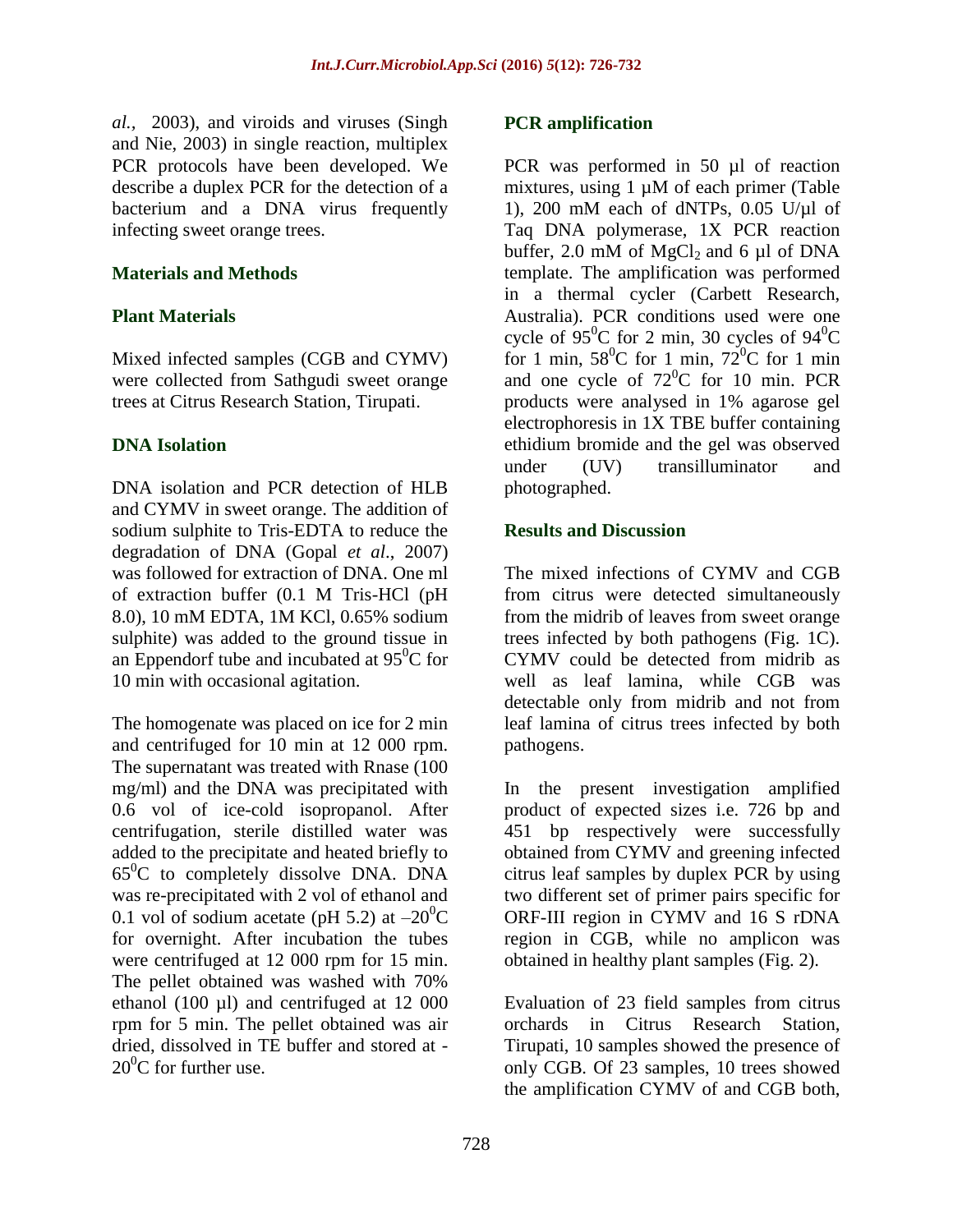*al.*, 2003), and viroids and viruses (Singh and Nie, 2003) in single reaction, multiplex PCR protocols have been developed. We describe a duplex PCR for the detection of a bacterium and a DNA virus frequently infecting sweet orange trees.

## Materials and Methods

### Plant Materials

Mixed infected samples (CGB and CYMV) were collected from Sathgudi sweet orange trees at Citrus Research Station, Tirupati.

### DNA Isolation

DNA isolation and PCR detection of HLB and CYMV in sweet orange. The addition of sodium sulphite to Tris-EDTA to reduce the degradation of DNA (Gopal *et al*., 2007) was followed for extraction of DNA. One ml of extraction buffer (0.1 M Tris-HCl (pH 8.0), 10 mM EDTA, 1M KCl, 0.65% sodium sulphite) was added to the ground tissue in an Eppendorf tube and incubated at $95^0$C for 10 min with occasional agitation.

The homogenate was placed on ice for 2 min and centrifuged for 10 min at 12 000 rpm. The supernatant was treated with Rnase (100 mg/ml) and the DNA was precipitated with 0.6 vol of ice-cold isopropanol. After centrifugation, sterile distilled water was added to the precipitate and heated briefly to $65^0$C to completely dissolve DNA. DNA was re-precipitated with 2 vol of ethanol and 0.1 vol of sodium acetate (pH 5.2) at $-20^0$C for overnight. After incubation the tubes were centrifuged at 12 000 rpm for 15 min. The pellet obtained was washed with 70% ethanol (100 µl) and centrifuged at 12 000 rpm for 5 min. The pellet obtained was air dried, dissolved in TE buffer and stored at $-20^0$C for further use.

### PCR amplification

PCR was performed in 50 µl of reaction mixtures, using 1 µM of each primer (Table 1), 200 mM each of dNTPs, 0.05 U/µl of Taq DNA polymerase, 1X PCR reaction buffer, 2.0 mM of $MgCl_2$ and 6 µl of DNA template. The amplification was performed in a thermal cycler (Carbett Research, Australia). PCR conditions used were one cycle of $95^0$C for 2 min, 30 cycles of $94^0$C for 1 min, $58^0$C for 1 min, $72^0$C for 1 min and one cycle of $72^0$C for 10 min. PCR products were analysed in 1% agarose gel electrophoresis in 1X TBE buffer containing ethidium bromide and the gel was observed under (UV) transilluminator and photographed.

## Results and Discussion

The mixed infections of CYMV and CGB from citrus were detected simultaneously from the midrib of leaves from sweet orange trees infected by both pathogens (Fig. 1C). CYMV could be detected from midrib as well as leaf lamina, while CGB was detectable only from midrib and not from leaf lamina of citrus trees infected by both pathogens.

In the present investigation amplified product of expected sizes i.e. 726 bp and 451 bp respectively were successfully obtained from CYMV and greening infected citrus leaf samples by duplex PCR by using two different set of primer pairs specific for ORF-III region in CYMV and 16 S rDNA region in CGB, while no amplicon was obtained in healthy plant samples (Fig. 2).

Evaluation of 23 field samples from citrus orchards in Citrus Research Station, Tirupati, 10 samples showed the presence of only CGB. Of 23 samples, 10 trees showed the amplification CYMV of and CGB both,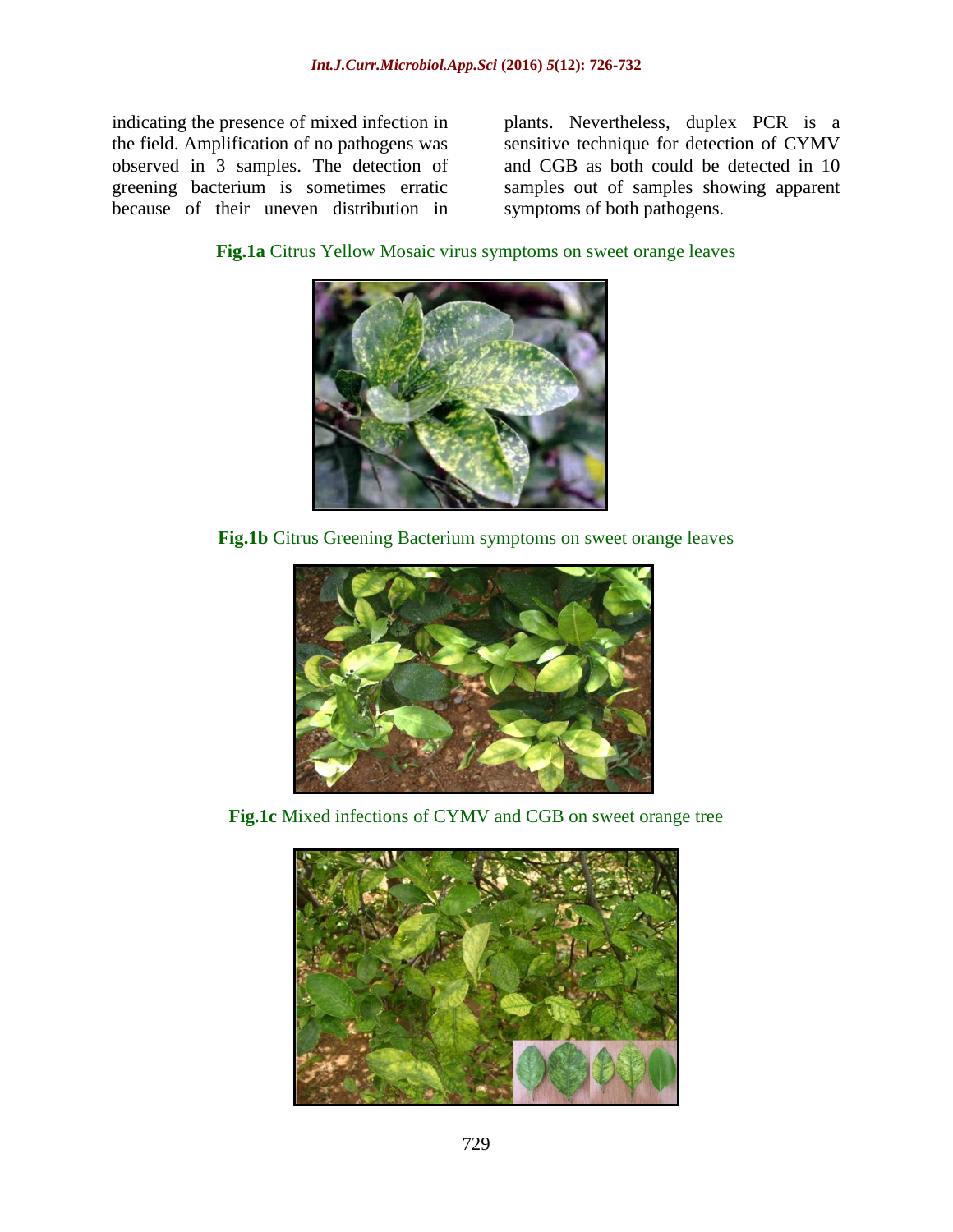indicating the presence of mixed infection in the field. Amplification of no pathogens was observed in 3 samples. The detection of greening bacterium is sometimes erratic because of their uneven distribution in plants. Nevertheless, duplex PCR is a sensitive technique for detection of CYMV and CGB as both could be detected in 10 samples out of samples showing apparent symptoms of both pathogens.

**Fig.1a** Citrus Yellow Mosaic virus symptoms on sweet orange leaves

**Fig.1b** Citrus Greening Bacterium symptoms on sweet orange leaves

**Fig.1c** Mixed infections of CYMV and CGB on sweet orange tree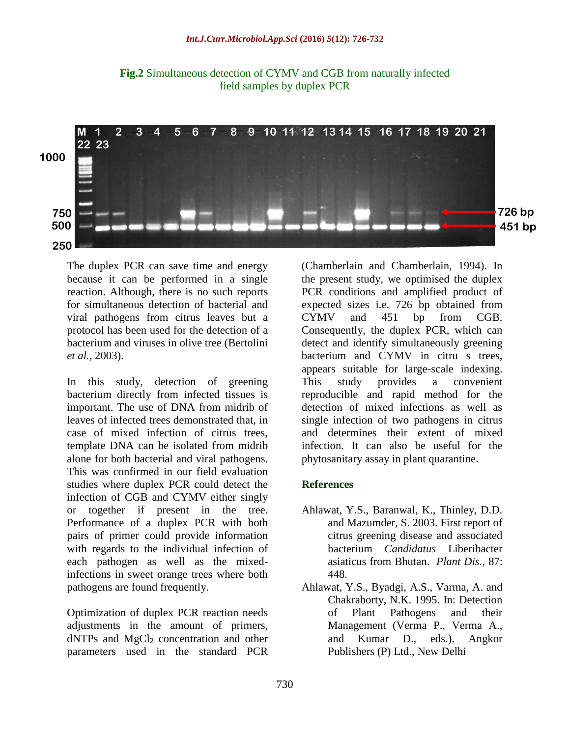**Fig.2** Simultaneous detection of CYMV and CGB from naturally infected field samples by duplex PCR

The duplex PCR can save time and energy because it can be performed in a single reaction. Although, there is no such reports for simultaneous detection of bacterial and viral pathogens from citrus leaves but a protocol has been used for the detection of a bacterium and viruses in olive tree (Bertolini *et al.*, 2003).

In this study, detection of greening bacterium directly from infected tissues is important. The use of DNA from midrib of leaves of infected trees demonstrated that, in case of mixed infection of citrus trees, template DNA can be isolated from midrib alone for both bacterial and viral pathogens. This was confirmed in our field evaluation studies where duplex PCR could detect the infection of CGB and CYMV either singly or together if present in the tree. Performance of a duplex PCR with both pairs of primer could provide information with regards to the individual infection of each pathogen as well as the mixed-infections in sweet orange trees where both pathogens are found frequently.

Optimization of duplex PCR reaction needs adjustments in the amount of primers, dNTPs and $MgCl_2$ concentration and other parameters used in the standard PCR (Chamberlain and Chamberlain, 1994). In the present study, we optimised the duplex PCR conditions and amplified product of expected sizes i.e. 726 bp obtained from CYMV and 451 bp from CGB. Consequently, the duplex PCR, which can detect and identify simultaneously greening bacterium and CYMV in citru s trees, appears suitable for large-scale indexing. This study provides a convenient reproducible and rapid method for the detection of mixed infections as well as single infection of two pathogens in citrus and determines their extent of mixed infection. It can also be useful for the phytosanitary assay in plant quarantine.

## References

- Ahlawat, Y.S., Baranwal, K., Thinley, D.D. and Mazumder, S. 2003. First report of citrus greening disease and associated bacterium *Candidatus* Liberibacter asiaticus from Bhutan. *Plant Dis.*, 87: 448.
- Ahlawat, Y.S., Byadgi, A.S., Varma, A. and Chakraborty, N.K. 1995. In: Detection of Plant Pathogens and their Management (Verma P., Verma A., and Kumar D., eds.). Angkor Publishers (P) Ltd., New Delhi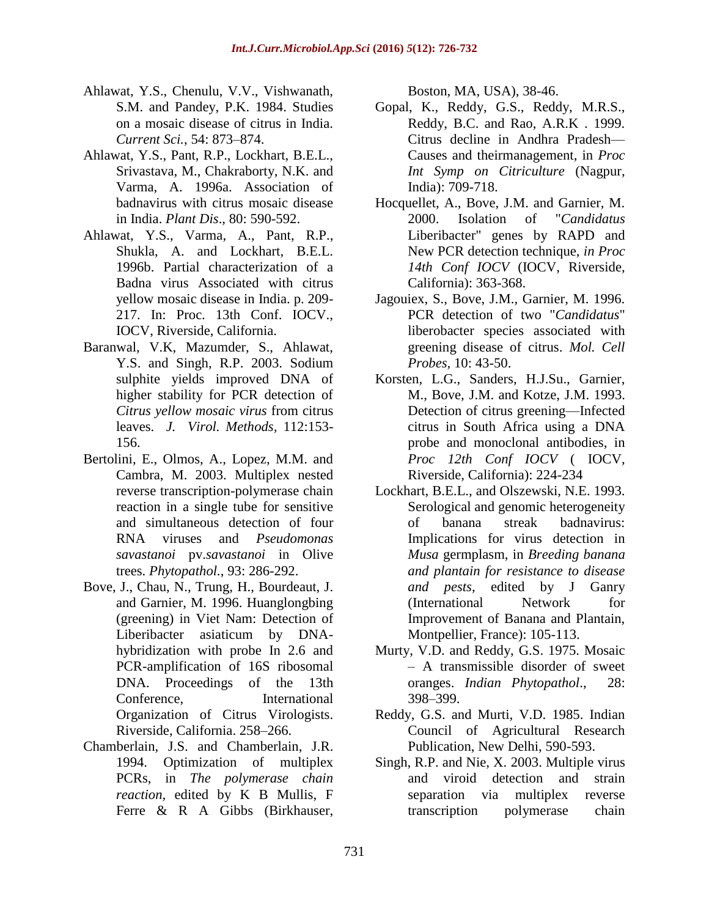Ahlawat, Y.S., Chenulu, V.V., Vishwanath, S.M. and Pandey, P.K. 1984. Studies on a mosaic disease of citrus in India. *Current Sci.*, 54: 873–874.

Ahlawat, Y.S., Pant, R.P., Lockhart, B.E.L., Srivastava, M., Chakraborty, N.K. and Varma, A. 1996a. Association of badnavirus with citrus mosaic disease in India. *Plant Dis*., 80: 590-592.

Ahlawat, Y.S., Varma, A., Pant, R.P., Shukla, A. and Lockhart, B.E.L. 1996b. Partial characterization of a Badna virus Associated with citrus yellow mosaic disease in India. p. 209-217. In: Proc. 13th Conf. IOCV., IOCV, Riverside, California.

Baranwal, V.K, Mazumder, S., Ahlawat, Y.S. and Singh, R.P. 2003. Sodium sulphite yields improved DNA of higher stability for PCR detection of *Citrus yellow mosaic virus* from citrus leaves. *J. Virol. Methods*, 112:153-156.

Bertolini, E., Olmos, A., Lopez, M.M. and Cambra, M. 2003. Multiplex nested reverse transcription-polymerase chain reaction in a single tube for sensitive and simultaneous detection of four RNA viruses and *Pseudomonas savastanoi* pv.*savastanoi* in Olive trees. *Phytopathol.*, 93: 286-292.

Bove, J., Chau, N., Trung, H., Bourdeaut, J. and Garnier, M. 1996. Huanglongbing (greening) in Viet Nam: Detection of Liberibacter asiaticum by DNA-hybridization with probe In 2.6 and PCR-amplification of 16S ribosomal DNA. Proceedings of the 13th Conference, International Organization of Citrus Virologists. Riverside, California. 258–266.

Chamberlain, J.S. and Chamberlain, J.R. 1994. Optimization of multiplex PCRs, in *The polymerase chain reaction*, edited by K B Mullis, F Ferre & R A Gibbs (Birkhauser, Boston, MA, USA), 38-46.

Gopal, K., Reddy, G.S., Reddy, M.R.S., Reddy, B.C. and Rao, A.R.K . 1999. Citrus decline in Andhra Pradesh—Causes and theirmanagement, in *Proc Int Symp on Citriculture* (Nagpur, India): 709-718.

Hocquellet, A., Bove, J.M. and Garnier, M. 2000. Isolation of "*Candidatus* Liberibacter" genes by RAPD and New PCR detection technique, *in Proc 14th Conf IOCV* (IOCV, Riverside, California): 363-368.

Jagouiex, S., Bove, J.M., Garnier, M. 1996. PCR detection of two "*Candidatus*" liberobacter species associated with greening disease of citrus. *Mol. Cell Probes*, 10: 43-50.

Korsten, L.G., Sanders, H.J.Su., Garnier, M., Bove, J.M. and Kotze, J.M. 1993. Detection of citrus greening—Infected citrus in South Africa using a DNA probe and monoclonal antibodies, in *Proc 12th Conf IOCV* ( IOCV, Riverside, California): 224-234

Lockhart, B.E.L., and Olszewski, N.E. 1993. Serological and genomic heterogeneity of banana streak badnavirus: Implications for virus detection in *Musa* germplasm, in *Breeding banana and plantain for resistance to disease and pests*, edited by J Ganry (International Network for Improvement of Banana and Plantain, Montpellier, France): 105-113.

Murty, V.D. and Reddy, G.S. 1975. Mosaic – A transmissible disorder of sweet oranges. *Indian Phytopathol*., 28: 398–399.

Reddy, G.S. and Murti, V.D. 1985. Indian Council of Agricultural Research Publication, New Delhi, 590-593.

Singh, R.P. and Nie, X. 2003. Multiple virus and viroid detection and strain separation via multiplex reverse transcription polymerase chain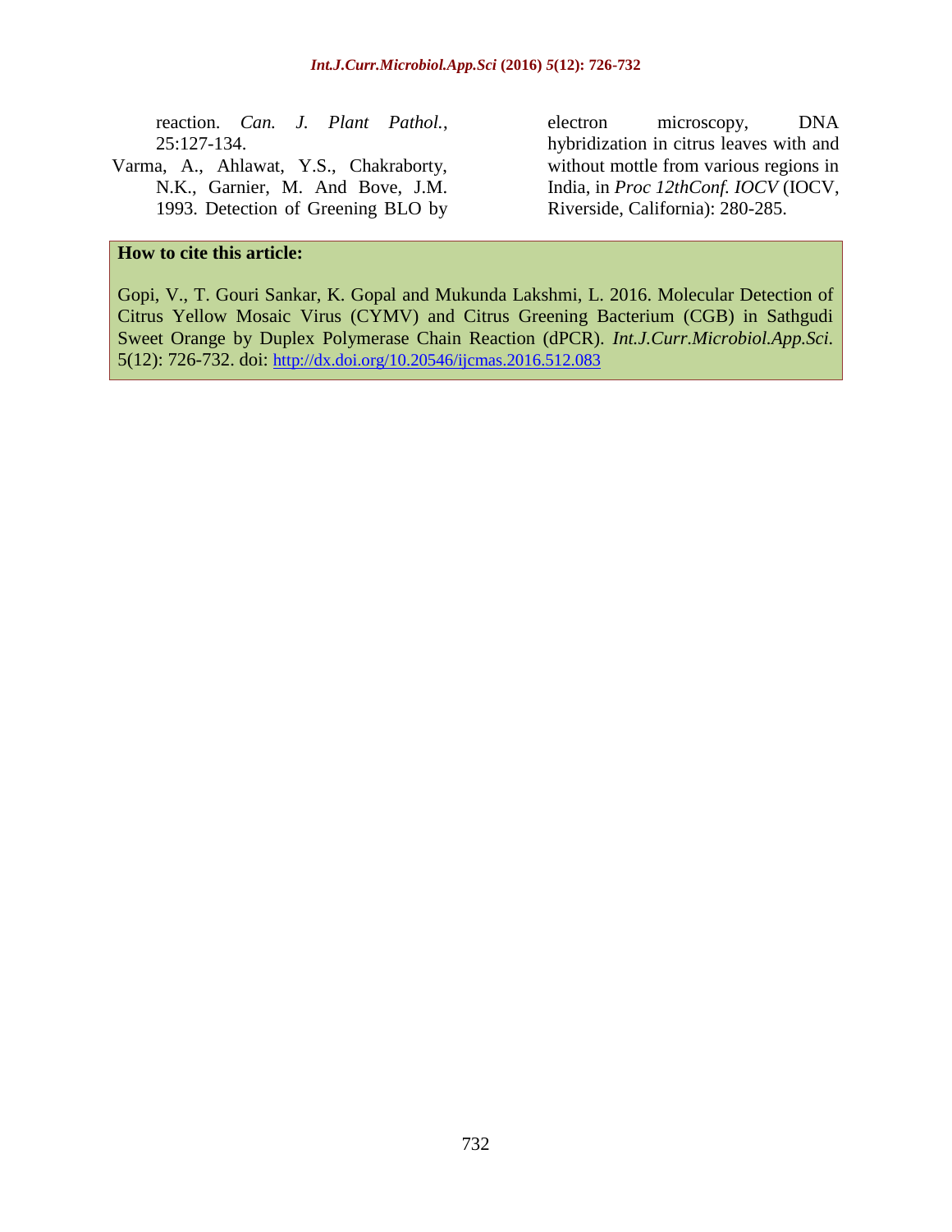reaction. *Can. J. Plant Pathol.*, 25:127-134.

Varma, A., Ahlawat, Y.S., Chakraborty, N.K., Garnier, M. And Bove, J.M. 1993. Detection of Greening BLO by electron microscopy, DNA hybridization in citrus leaves with and without mottle from various regions in India, in *Proc 12thConf. IOCV* (IOCV, Riverside, California): 280-285.

**How to cite this article:**

Gopi, V., T. Gouri Sankar, K. Gopal and Mukunda Lakshmi, L. 2016. Molecular Detection of Citrus Yellow Mosaic Virus (CYMV) and Citrus Greening Bacterium (CGB) in Sathgudi Sweet Orange by Duplex Polymerase Chain Reaction (dPCR). *Int.J.Curr.Microbiol.App.Sci.* 5(12): 726-732. doi: http://dx.doi.org/10.20546/ijcmas.2016.512.083